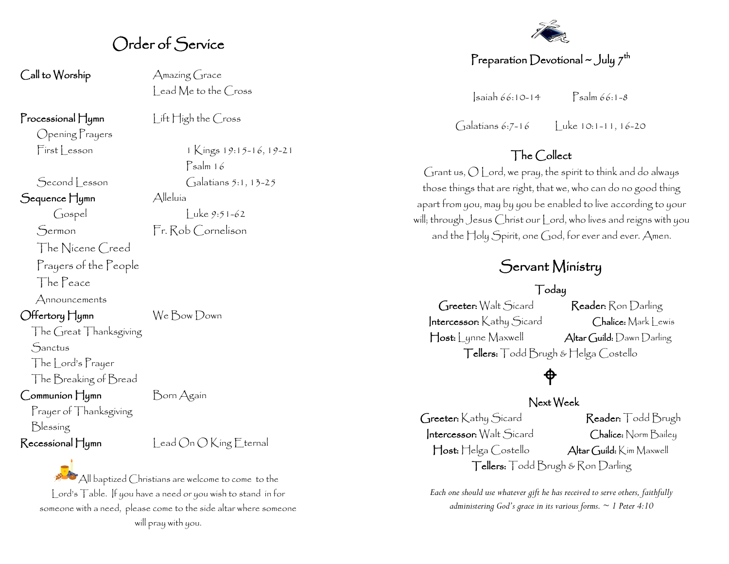# Order of Service

| | |
|---|---|
| **Call to Worship** | Amazing Grace |
| | Lead Me to the Cross |
| **Processional Hymn** | Lift High the Cross |
| Opening Prayers | |
| First Lesson | 1 Kings 19:15-16, 19-21 |
| | Psalm 16 |
| Second Lesson | Galatians 5:1, 13-25 |
| **Sequence Hymn** | Alleluia |
| Gospel | Luke 9:51-62 |
| Sermon | Fr. Rob Cornelison |
| The Nicene Creed | |
| Prayers of the People | |
| The Peace | |
| Announcements | |
| **Offertory Hymn** | We Bow Down |
| The Great Thanksgiving | |
| Sanctus | |
| The Lord's Prayer | |
| The Breaking of Bread | |
| **Communion Hymn** | Born Again |
| Prayer of Thanksgiving | |
| Blessing | |
| **Recessional Hymn** | Lead On O King Eternal |

All baptized Christians are welcome to come to the Lord's Table. If you have a need or you wish to stand in for someone with a need, please come to the side altar where someone will pray with you.

## Preparation Devotional ~ July 7th

Isaiah 66:10-14 Psalm 66:1-8

Galatians 6:7-16 Luke 10:1-11, 16-20

### The Collect

Grant us, O Lord, we pray, the spirit to think and do always those things that are right, that we, who can do no good thing apart from you, may by you be enabled to live according to your will; through Jesus Christ our Lord, who lives and reigns with you and the Holy Spirit, one God, for ever and ever. Amen.

# Servant Ministry

### Today

**Greeter:** Walt Sicard **Reader:** Ron Darling
**Intercessor:** Kathy Sicard **Chalice:** Mark Lewis
**Host:** Lynne Maxwell **Altar Guild:** Dawn Darling
**Tellers:** Todd Brugh & Helga Costello

### Next Week

**Greeter:** Kathy Sicard **Reader:** Todd Brugh
**Intercessor:** Walt Sicard **Chalice:** Norm Bailey
**Host:** Helga Costello **Altar Guild:** Kim Maxwell
**Tellers:** Todd Brugh & Ron Darling

*Each one should use whatever gift he has received to serve others, faithfully administering God's grace in its various forms. ~ 1 Peter 4:10*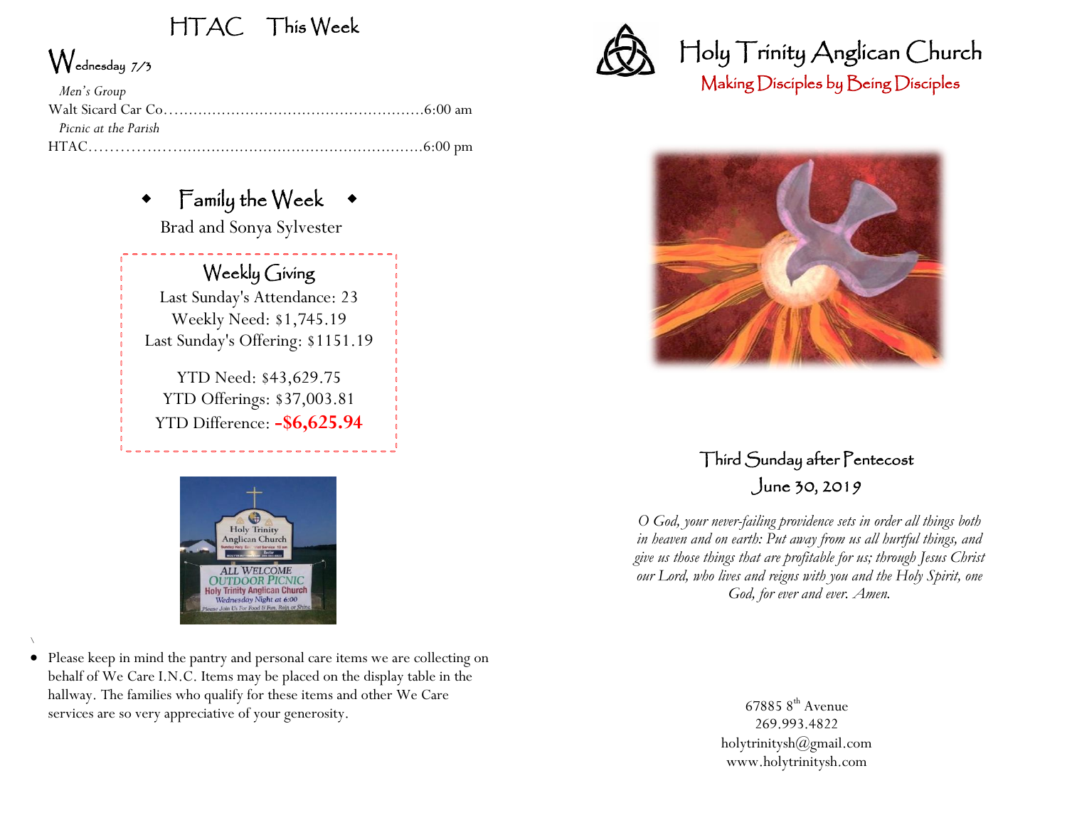# HTAC This Week

## Wednesday 7/3

*Men's Group*
Walt Sicard Car Co……………………………………………6:00 am
*Picnic at the Parish*
HTAC……………………………………………………………6:00 pm

## ◆ Family the Week ◆

Brad and Sonya Sylvester

### Weekly Giving

Last Sunday's Attendance: 23
Weekly Need: $1,745.19
Last Sunday's Offering: $1151.19

YTD Need: $43,629.75
YTD Offerings: $37,003.81
YTD Difference: **-$6,625.94**

- Please keep in mind the pantry and personal care items we are collecting on behalf of We Care I.N.C. Items may be placed on the display table in the hallway. The families who qualify for these items and other We Care services are so very appreciative of your generosity.

# Holy Trinity Anglican Church

Making Disciples by Being Disciples

## Third Sunday after Pentecost
## June 30, 2019

*O God, your never-failing providence sets in order all things both in heaven and on earth: Put away from us all hurtful things, and give us those things that are profitable for us; through Jesus Christ our Lord, who lives and reigns with you and the Holy Spirit, one God, for ever and ever. Amen.*

67885 8th Avenue
269.993.4822
holytrinitysh@gmail.com
www.holytrinitysh.com